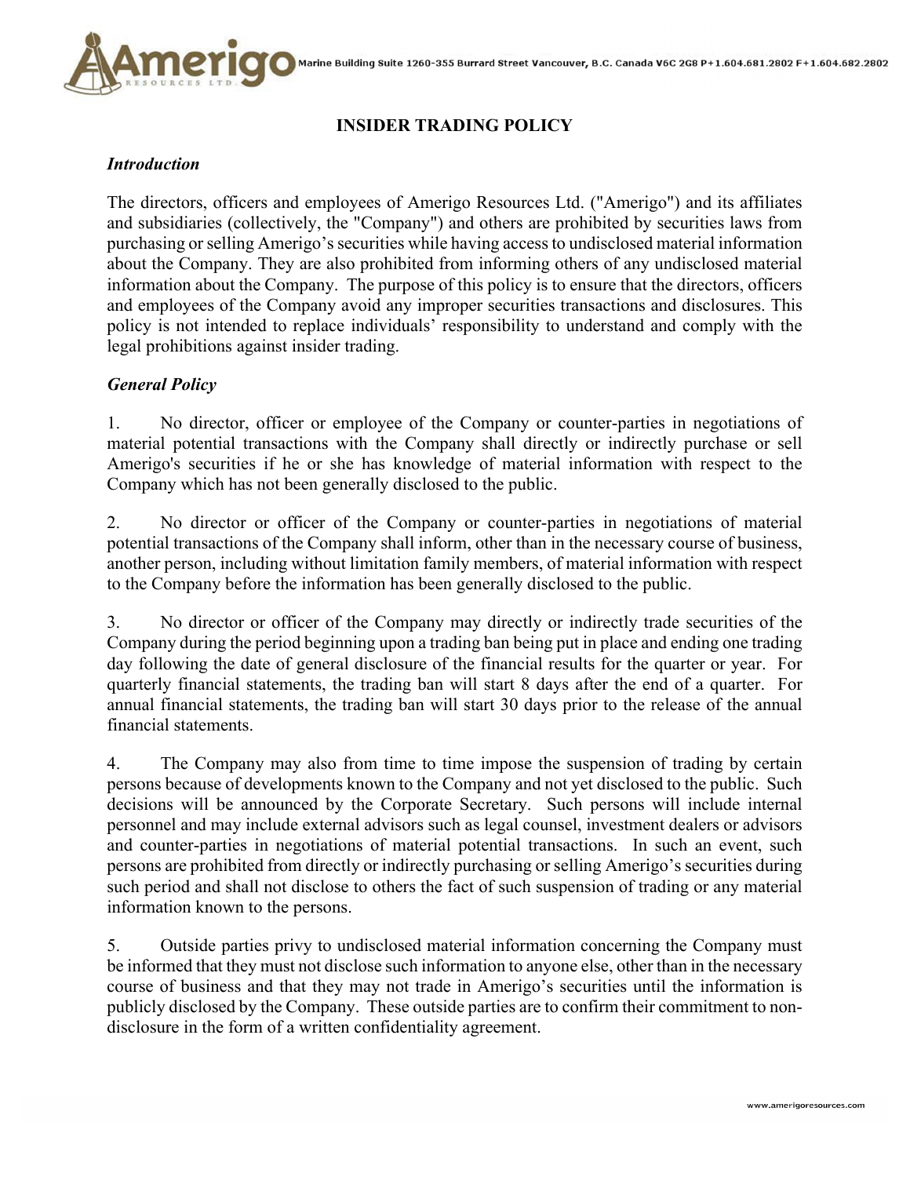# INSIDER TRADING POLICY

### *Introduction*

The directors, officers and employees of Amerigo Resources Ltd. ("Amerigo") and its affiliates and subsidiaries (collectively, the "Company") and others are prohibited by securities laws from purchasing or selling Amerigo's securities while having access to undisclosed material information about the Company. They are also prohibited from informing others of any undisclosed material information about the Company. The purpose of this policy is to ensure that the directors, officers and employees of the Company avoid any improper securities transactions and disclosures. This policy is not intended to replace individuals' responsibility to understand and comply with the legal prohibitions against insider trading.

### *General Policy*

1. No director, officer or employee of the Company or counter-parties in negotiations of material potential transactions with the Company shall directly or indirectly purchase or sell Amerigo's securities if he or she has knowledge of material information with respect to the Company which has not been generally disclosed to the public.

2. No director or officer of the Company or counter-parties in negotiations of material potential transactions of the Company shall inform, other than in the necessary course of business, another person, including without limitation family members, of material information with respect to the Company before the information has been generally disclosed to the public.

3. No director or officer of the Company may directly or indirectly trade securities of the Company during the period beginning upon a trading ban being put in place and ending one trading day following the date of general disclosure of the financial results for the quarter or year. For quarterly financial statements, the trading ban will start 8 days after the end of a quarter. For annual financial statements, the trading ban will start 30 days prior to the release of the annual financial statements.

4. The Company may also from time to time impose the suspension of trading by certain persons because of developments known to the Company and not yet disclosed to the public. Such decisions will be announced by the Corporate Secretary. Such persons will include internal personnel and may include external advisors such as legal counsel, investment dealers or advisors and counter-parties in negotiations of material potential transactions. In such an event, such persons are prohibited from directly or indirectly purchasing or selling Amerigo's securities during such period and shall not disclose to others the fact of such suspension of trading or any material information known to the persons.

5. Outside parties privy to undisclosed material information concerning the Company must be informed that they must not disclose such information to anyone else, other than in the necessary course of business and that they may not trade in Amerigo's securities until the information is publicly disclosed by the Company. These outside parties are to confirm their commitment to non-disclosure in the form of a written confidentiality agreement.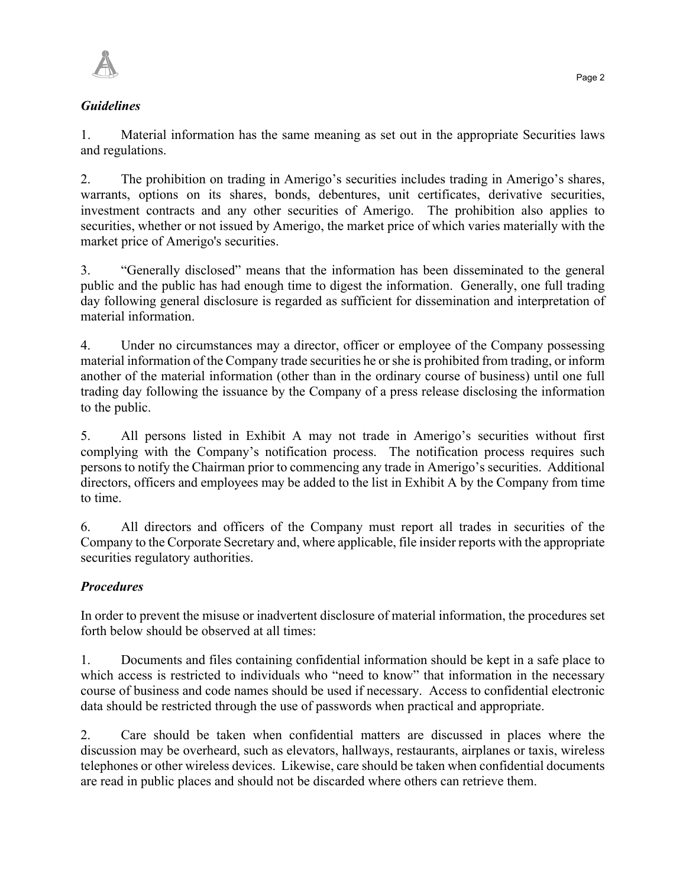***Guidelines***

1. Material information has the same meaning as set out in the appropriate Securities laws and regulations.

2. The prohibition on trading in Amerigo's securities includes trading in Amerigo's shares, warrants, options on its shares, bonds, debentures, unit certificates, derivative securities, investment contracts and any other securities of Amerigo. The prohibition also applies to securities, whether or not issued by Amerigo, the market price of which varies materially with the market price of Amerigo's securities.

3. "Generally disclosed" means that the information has been disseminated to the general public and the public has had enough time to digest the information. Generally, one full trading day following general disclosure is regarded as sufficient for dissemination and interpretation of material information.

4. Under no circumstances may a director, officer or employee of the Company possessing material information of the Company trade securities he or she is prohibited from trading, or inform another of the material information (other than in the ordinary course of business) until one full trading day following the issuance by the Company of a press release disclosing the information to the public.

5. All persons listed in Exhibit A may not trade in Amerigo's securities without first complying with the Company's notification process. The notification process requires such persons to notify the Chairman prior to commencing any trade in Amerigo's securities. Additional directors, officers and employees may be added to the list in Exhibit A by the Company from time to time.

6. All directors and officers of the Company must report all trades in securities of the Company to the Corporate Secretary and, where applicable, file insider reports with the appropriate securities regulatory authorities.

***Procedures***

In order to prevent the misuse or inadvertent disclosure of material information, the procedures set forth below should be observed at all times:

1. Documents and files containing confidential information should be kept in a safe place to which access is restricted to individuals who "need to know" that information in the necessary course of business and code names should be used if necessary. Access to confidential electronic data should be restricted through the use of passwords when practical and appropriate.

2. Care should be taken when confidential matters are discussed in places where the discussion may be overheard, such as elevators, hallways, restaurants, airplanes or taxis, wireless telephones or other wireless devices. Likewise, care should be taken when confidential documents are read in public places and should not be discarded where others can retrieve them.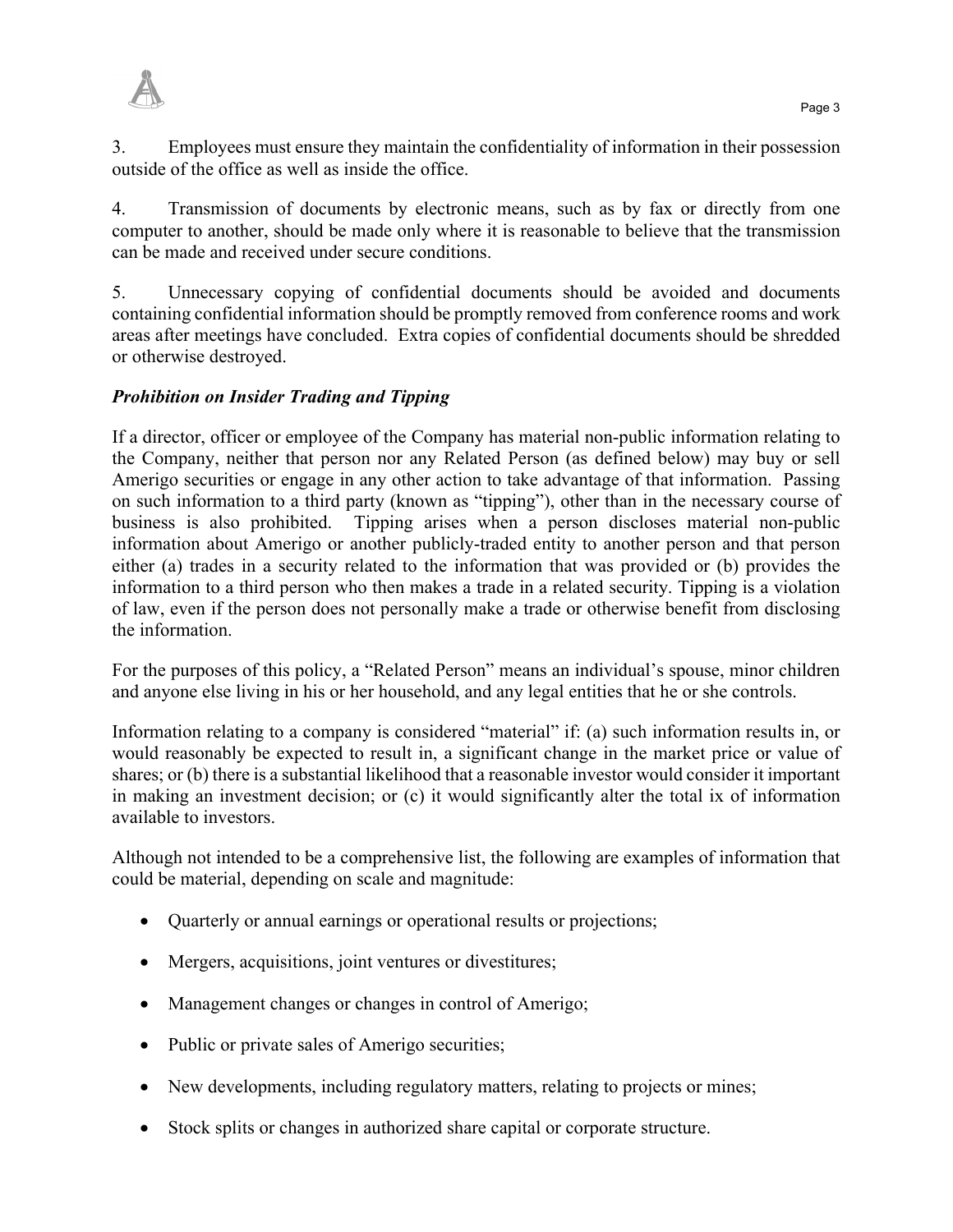3. Employees must ensure they maintain the confidentiality of information in their possession outside of the office as well as inside the office.

4. Transmission of documents by electronic means, such as by fax or directly from one computer to another, should be made only where it is reasonable to believe that the transmission can be made and received under secure conditions.

5. Unnecessary copying of confidential documents should be avoided and documents containing confidential information should be promptly removed from conference rooms and work areas after meetings have concluded. Extra copies of confidential documents should be shredded or otherwise destroyed.

***Prohibition on Insider Trading and Tipping***

If a director, officer or employee of the Company has material non-public information relating to the Company, neither that person nor any Related Person (as defined below) may buy or sell Amerigo securities or engage in any other action to take advantage of that information. Passing on such information to a third party (known as "tipping"), other than in the necessary course of business is also prohibited. Tipping arises when a person discloses material non-public information about Amerigo or another publicly-traded entity to another person and that person either (a) trades in a security related to the information that was provided or (b) provides the information to a third person who then makes a trade in a related security. Tipping is a violation of law, even if the person does not personally make a trade or otherwise benefit from disclosing the information.

For the purposes of this policy, a "Related Person" means an individual's spouse, minor children and anyone else living in his or her household, and any legal entities that he or she controls.

Information relating to a company is considered "material" if: (a) such information results in, or would reasonably be expected to result in, a significant change in the market price or value of shares; or (b) there is a substantial likelihood that a reasonable investor would consider it important in making an investment decision; or (c) it would significantly alter the total ix of information available to investors.

Although not intended to be a comprehensive list, the following are examples of information that could be material, depending on scale and magnitude:

- Quarterly or annual earnings or operational results or projections;
- Mergers, acquisitions, joint ventures or divestitures;
- Management changes or changes in control of Amerigo;
- Public or private sales of Amerigo securities;
- New developments, including regulatory matters, relating to projects or mines;
- Stock splits or changes in authorized share capital or corporate structure.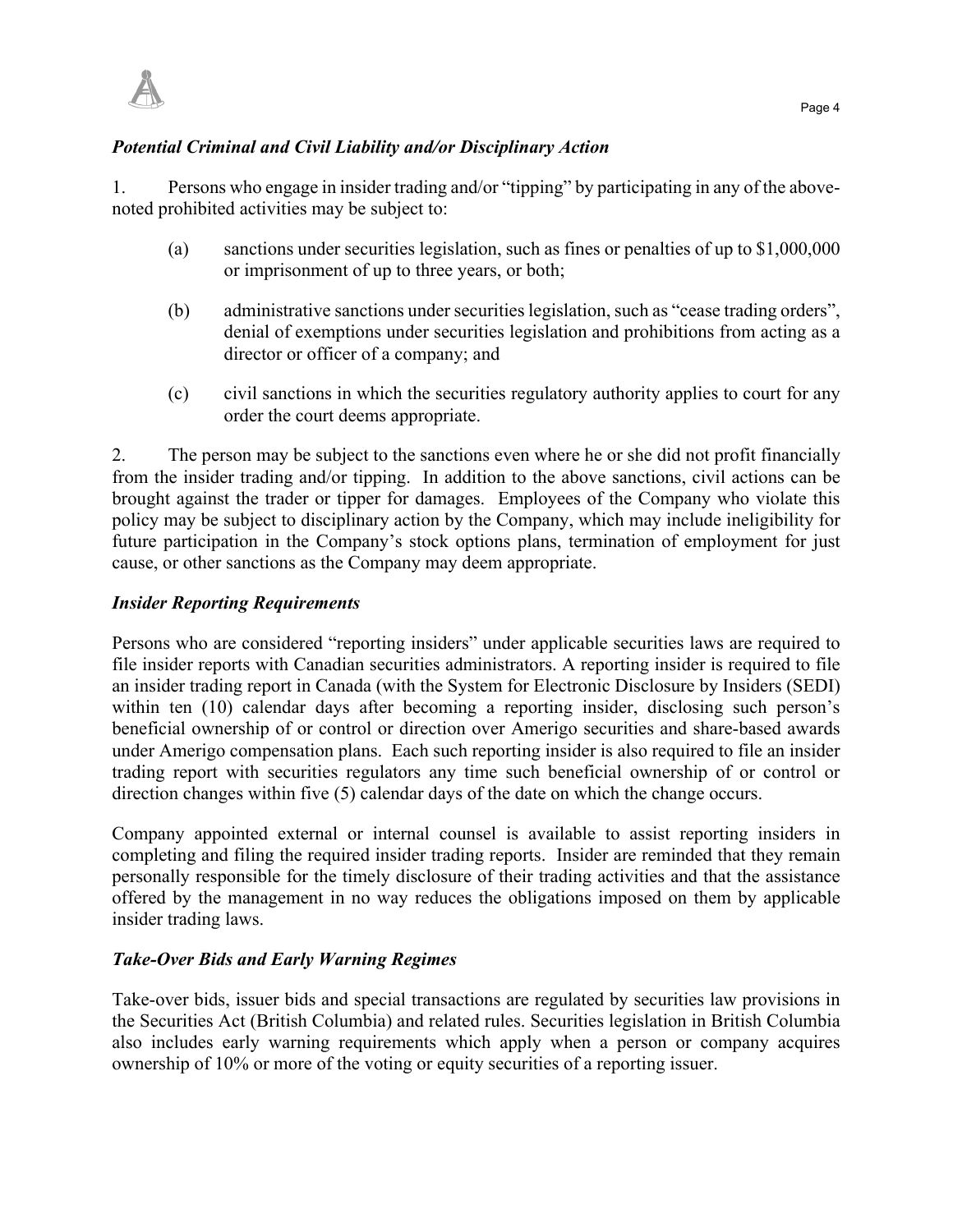### *Potential Criminal and Civil Liability and/or Disciplinary Action*

1. Persons who engage in insider trading and/or "tipping" by participating in any of the above-noted prohibited activities may be subject to:

   (a) sanctions under securities legislation, such as fines or penalties of up to $1,000,000 or imprisonment of up to three years, or both;

   (b) administrative sanctions under securities legislation, such as "cease trading orders", denial of exemptions under securities legislation and prohibitions from acting as a director or officer of a company; and

   (c) civil sanctions in which the securities regulatory authority applies to court for any order the court deems appropriate.

2. The person may be subject to the sanctions even where he or she did not profit financially from the insider trading and/or tipping. In addition to the above sanctions, civil actions can be brought against the trader or tipper for damages. Employees of the Company who violate this policy may be subject to disciplinary action by the Company, which may include ineligibility for future participation in the Company's stock options plans, termination of employment for just cause, or other sanctions as the Company may deem appropriate.

### *Insider Reporting Requirements*

Persons who are considered "reporting insiders" under applicable securities laws are required to file insider reports with Canadian securities administrators. A reporting insider is required to file an insider trading report in Canada (with the System for Electronic Disclosure by Insiders (SEDI) within ten (10) calendar days after becoming a reporting insider, disclosing such person's beneficial ownership of or control or direction over Amerigo securities and share-based awards under Amerigo compensation plans. Each such reporting insider is also required to file an insider trading report with securities regulators any time such beneficial ownership of or control or direction changes within five (5) calendar days of the date on which the change occurs.

Company appointed external or internal counsel is available to assist reporting insiders in completing and filing the required insider trading reports. Insider are reminded that they remain personally responsible for the timely disclosure of their trading activities and that the assistance offered by the management in no way reduces the obligations imposed on them by applicable insider trading laws.

### *Take-Over Bids and Early Warning Regimes*

Take-over bids, issuer bids and special transactions are regulated by securities law provisions in the Securities Act (British Columbia) and related rules. Securities legislation in British Columbia also includes early warning requirements which apply when a person or company acquires ownership of 10% or more of the voting or equity securities of a reporting issuer.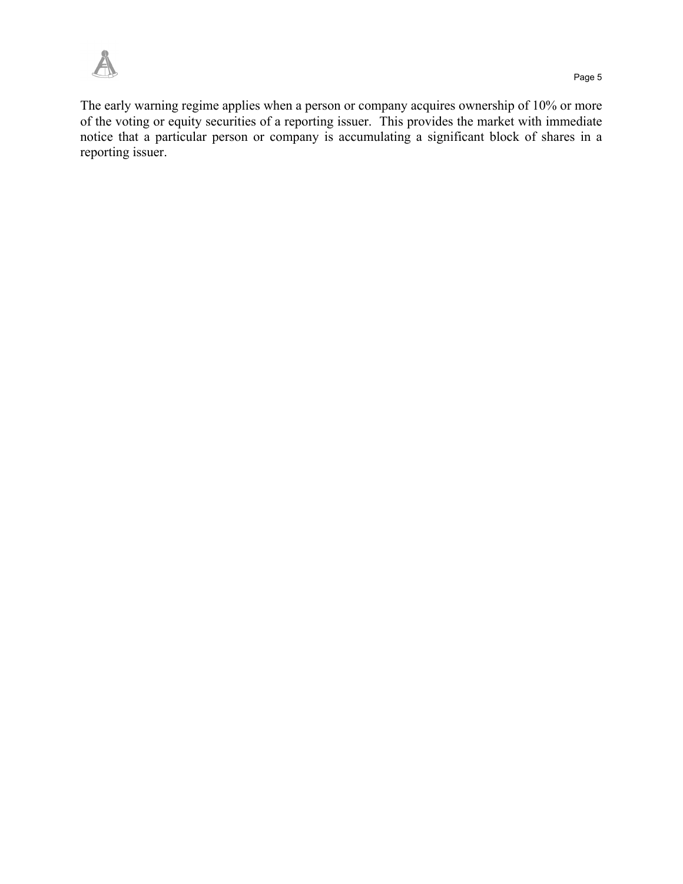The early warning regime applies when a person or company acquires ownership of 10% or more of the voting or equity securities of a reporting issuer. This provides the market with immediate notice that a particular person or company is accumulating a significant block of shares in a reporting issuer.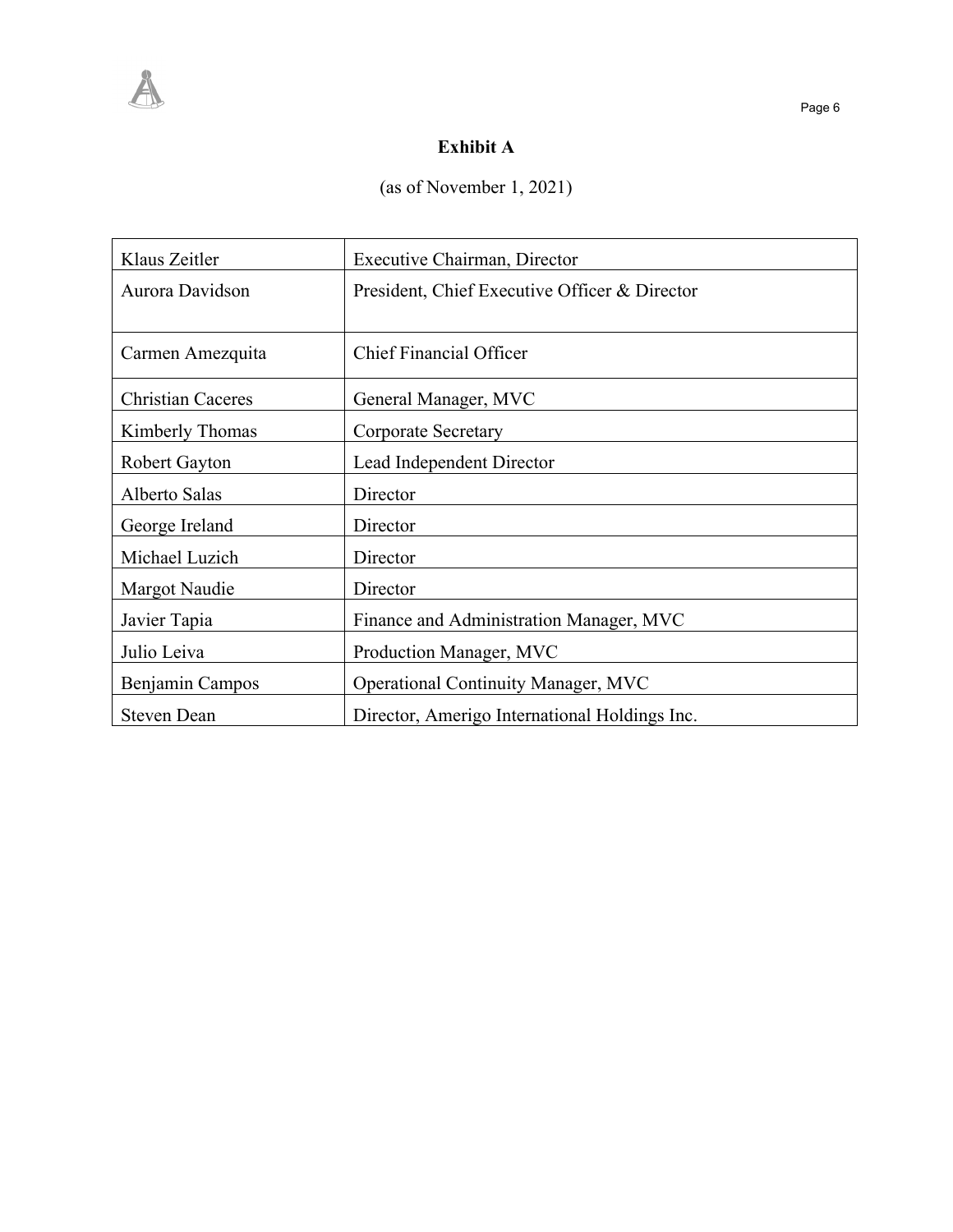**Exhibit A**

(as of November 1, 2021)

| | |
|---|---|
| Klaus Zeitler | Executive Chairman, Director |
| Aurora Davidson | President, Chief Executive Officer & Director |
| Carmen Amezquita | Chief Financial Officer |
| Christian Caceres | General Manager, MVC |
| Kimberly Thomas | Corporate Secretary |
| Robert Gayton | Lead Independent Director |
| Alberto Salas | Director |
| George Ireland | Director |
| Michael Luzich | Director |
| Margot Naudie | Director |
| Javier Tapia | Finance and Administration Manager, MVC |
| Julio Leiva | Production Manager, MVC |
| Benjamin Campos | Operational Continuity Manager, MVC |
| Steven Dean | Director, Amerigo International Holdings Inc. |